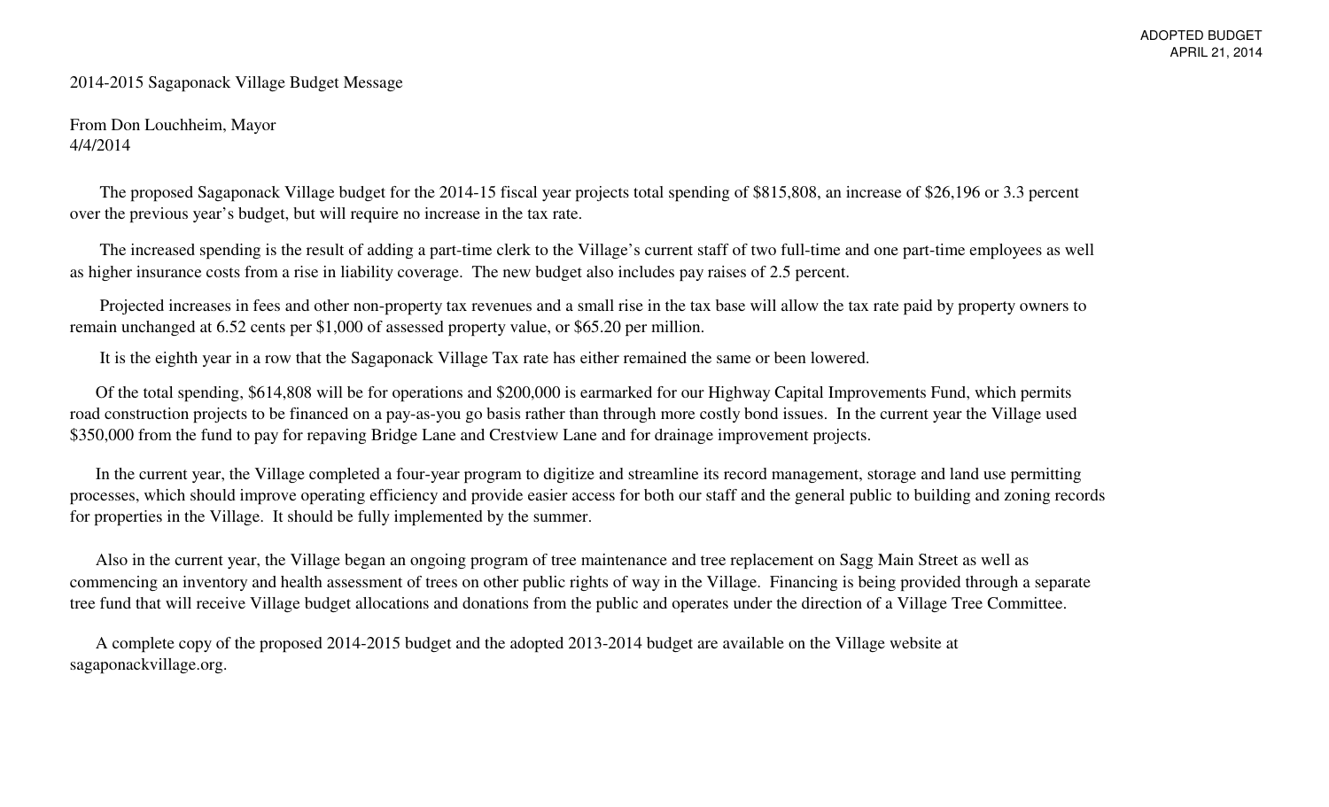ADOPTED BUDGET
APRIL 21, 2014

2014-2015 Sagaponack Village Budget Message

From Don Louchheim, Mayor
4/4/2014

The proposed Sagaponack Village budget for the 2014-15 fiscal year projects total spending of $815,808, an increase of $26,196 or 3.3 percent over the previous year's budget, but will require no increase in the tax rate.

The increased spending is the result of adding a part-time clerk to the Village's current staff of two full-time and one part-time employees as well as higher insurance costs from a rise in liability coverage. The new budget also includes pay raises of 2.5 percent.

Projected increases in fees and other non-property tax revenues and a small rise in the tax base will allow the tax rate paid by property owners to remain unchanged at 6.52 cents per $1,000 of assessed property value, or $65.20 per million.

It is the eighth year in a row that the Sagaponack Village Tax rate has either remained the same or been lowered.

Of the total spending, $614,808 will be for operations and $200,000 is earmarked for our Highway Capital Improvements Fund, which permits road construction projects to be financed on a pay-as-you go basis rather than through more costly bond issues. In the current year the Village used $350,000 from the fund to pay for repaving Bridge Lane and Crestview Lane and for drainage improvement projects.

In the current year, the Village completed a four-year program to digitize and streamline its record management, storage and land use permitting processes, which should improve operating efficiency and provide easier access for both our staff and the general public to building and zoning records for properties in the Village. It should be fully implemented by the summer.

Also in the current year, the Village began an ongoing program of tree maintenance and tree replacement on Sagg Main Street as well as commencing an inventory and health assessment of trees on other public rights of way in the Village. Financing is being provided through a separate tree fund that will receive Village budget allocations and donations from the public and operates under the direction of a Village Tree Committee.

A complete copy of the proposed 2014-2015 budget and the adopted 2013-2014 budget are available on the Village website at sagaponackvillage.org.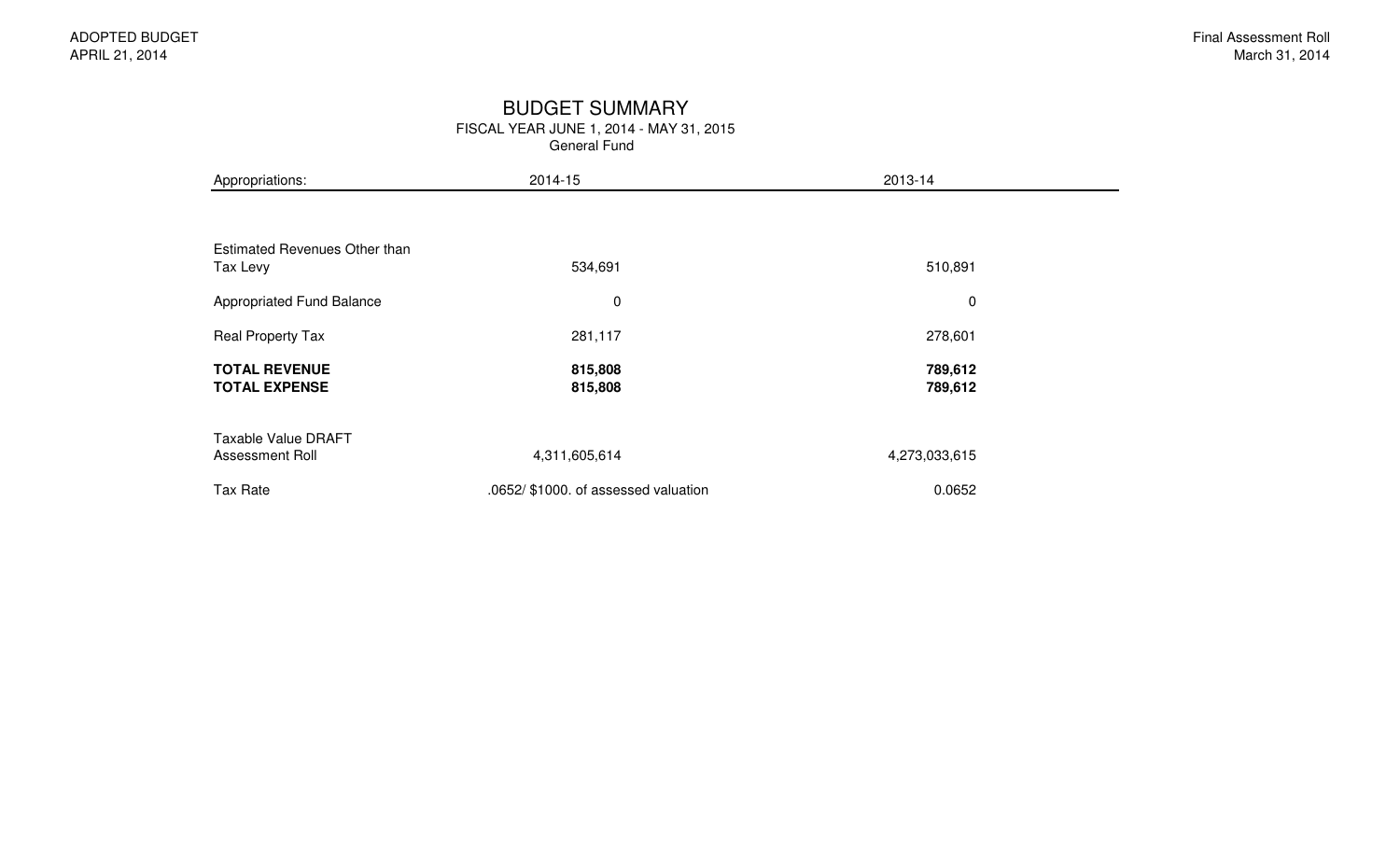ADOPTED BUDGET
APRIL 21, 2014

Final Assessment Roll
March 31, 2014

# BUDGET SUMMARY

FISCAL YEAR JUNE 1, 2014 - MAY 31, 2015
General Fund

| Appropriations: | 2014-15 | 2013-14 |
|---|---|---|
| Estimated Revenues Other than Tax Levy | 534,691 | 510,891 |
| Appropriated Fund Balance | 0 | 0 |
| Real Property Tax | 281,117 | 278,601 |
| **TOTAL REVENUE** | **815,808** | **789,612** |
| **TOTAL EXPENSE** | **815,808** | **789,612** |
| Taxable Value DRAFT Assessment Roll | 4,311,605,614 | 4,273,033,615 |
| Tax Rate | .0652/ $1000. of assessed valuation | 0.0652 |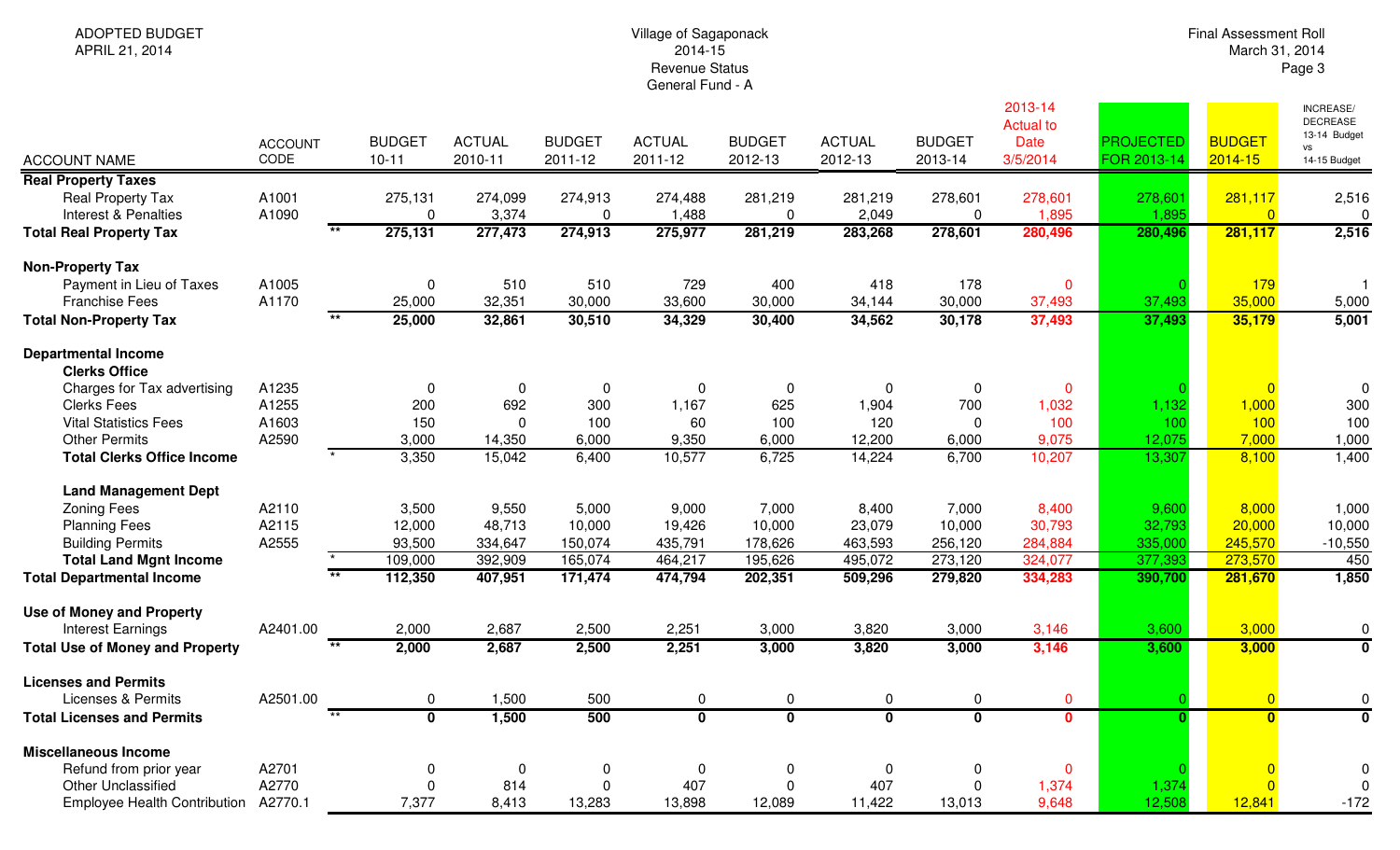ADOPTED BUDGET
APRIL 21, 2014

Village of Sagaponack
2014-15
Revenue Status
General Fund - A

Final Assessment Roll
March 31, 2014

| ACCOUNT NAME | ACCOUNT CODE | | BUDGET 10-11 | ACTUAL 2010-11 | BUDGET 2011-12 | ACTUAL 2011-12 | BUDGET 2012-13 | ACTUAL 2012-13 | BUDGET 2013-14 | 2013-14 Actual to Date 3/5/2014 | PROJECTED FOR 2013-14 | BUDGET 2014-15 | INCREASE/ DECREASE 13-14 Budget vs 14-15 Budget |
|---|---|---|---|---|---|---|---|---|---|---|---|---|---|
| **Real Property Taxes** | | | | | | | | | | | | | |
| Real Property Tax | A1001 | | 275,131 | 274,099 | 274,913 | 274,488 | 281,219 | 281,219 | 278,601 | 278,601 | 278,601 | 281,117 | 2,516 |
| Interest & Penalties | A1090 | | 0 | 3,374 | 0 | 1,488 | 0 | 2,049 | 0 | 1,895 | 1,895 | 0 | 0 |
| **Total Real Property Tax** | | ** | **275,131** | **277,473** | **274,913** | **275,977** | **281,219** | **283,268** | **278,601** | **280,496** | **280,496** | **281,117** | **2,516** |
| **Non-Property Tax** | | | | | | | | | | | | | |
| Payment in Lieu of Taxes | A1005 | | 0 | 510 | 510 | 729 | 400 | 418 | 178 | 0 | 0 | 179 | 1 |
| Franchise Fees | A1170 | | 25,000 | 32,351 | 30,000 | 33,600 | 30,000 | 34,144 | 30,000 | 37,493 | 37,493 | 35,000 | 5,000 |
| **Total Non-Property Tax** | | ** | **25,000** | **32,861** | **30,510** | **34,329** | **30,400** | **34,562** | **30,178** | **37,493** | **37,493** | **35,179** | **5,001** |
| **Departmental Income** | | | | | | | | | | | | | |
| **Clerks Office** | | | | | | | | | | | | | |
| Charges for Tax advertising | A1235 | | 0 | 0 | 0 | 0 | 0 | 0 | 0 | 0 | 0 | 0 | 0 |
| Clerks Fees | A1255 | | 200 | 692 | 300 | 1,167 | 625 | 1,904 | 700 | 1,032 | 1,132 | 1,000 | 300 |
| Vital Statistics Fees | A1603 | | 150 | 0 | 100 | 60 | 100 | 120 | 0 | 100 | 100 | 100 | 100 |
| Other Permits | A2590 | | 3,000 | 14,350 | 6,000 | 9,350 | 6,000 | 12,200 | 6,000 | 9,075 | 12,075 | 7,000 | 1,000 |
| **Total Clerks Office Income** | | * | 3,350 | 15,042 | 6,400 | 10,577 | 6,725 | 14,224 | 6,700 | 10,207 | 13,307 | 8,100 | 1,400 |
| **Land Management Dept** | | | | | | | | | | | | | |
| Zoning Fees | A2110 | | 3,500 | 9,550 | 5,000 | 9,000 | 7,000 | 8,400 | 7,000 | 8,400 | 9,600 | 8,000 | 1,000 |
| Planning Fees | A2115 | | 12,000 | 48,713 | 10,000 | 19,426 | 10,000 | 23,079 | 10,000 | 30,793 | 32,793 | 20,000 | 10,000 |
| Building Permits | A2555 | | 93,500 | 334,647 | 150,074 | 435,791 | 178,626 | 463,593 | 256,120 | 284,884 | 335,000 | 245,570 | -10,550 |
| **Total Land Mgnt Income** | | * | 109,000 | 392,909 | 165,074 | 464,217 | 195,626 | 495,072 | 273,120 | 324,077 | 377,393 | 273,570 | 450 |
| **Total Departmental Income** | | ** | **112,350** | **407,951** | **171,474** | **474,794** | **202,351** | **509,296** | **279,820** | **334,283** | **390,700** | **281,670** | **1,850** |
| **Use of Money and Property** | | | | | | | | | | | | | |
| Interest Earnings | A2401.00 | | 2,000 | 2,687 | 2,500 | 2,251 | 3,000 | 3,820 | 3,000 | 3,146 | 3,600 | 3,000 | 0 |
| **Total Use of Money and Property** | | ** | **2,000** | **2,687** | **2,500** | **2,251** | **3,000** | **3,820** | **3,000** | **3,146** | **3,600** | **3,000** | **0** |
| **Licenses and Permits** | | | | | | | | | | | | | |
| Licenses & Permits | A2501.00 | | 0 | 1,500 | 500 | 0 | 0 | 0 | 0 | 0 | 0 | 0 | 0 |
| **Total Licenses and Permits** | | ** | **0** | **1,500** | **500** | **0** | **0** | **0** | **0** | **0** | **0** | **0** | **0** |
| **Miscellaneous Income** | | | | | | | | | | | | | |
| Refund from prior year | A2701 | | 0 | 0 | 0 | 0 | 0 | 0 | 0 | 0 | 0 | 0 | 0 |
| Other Unclassified | A2770 | | 0 | 814 | 0 | 407 | 0 | 407 | 0 | 1,374 | 1,374 | 0 | 0 |
| Employee Health Contribution | A2770.1 | | 7,377 | 8,413 | 13,283 | 13,898 | 12,089 | 11,422 | 13,013 | 9,648 | 12,508 | 12,841 | -172 |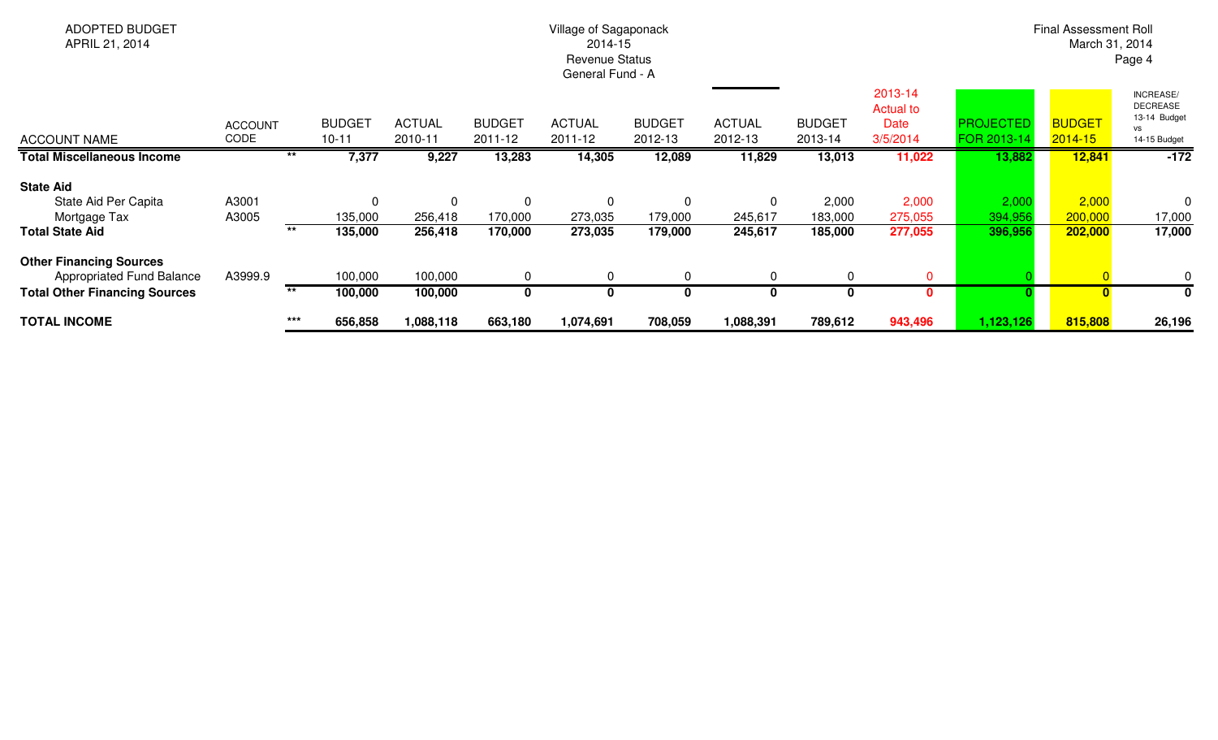ADOPTED BUDGET
APRIL 21, 2014

Village of Sagaponack
2014-15
Revenue Status
General Fund - A

Final Assessment Roll
March 31, 2014

| ACCOUNT NAME | ACCOUNT CODE | | BUDGET 10-11 | ACTUAL 2010-11 | BUDGET 2011-12 | ACTUAL 2011-12 | BUDGET 2012-13 | ACTUAL 2012-13 | BUDGET 2013-14 | 2013-14 Actual to Date 3/5/2014 | PROJECTED FOR 2013-14 | BUDGET 2014-15 | INCREASE/ DECREASE 13-14 Budget vs 14-15 Budget |
|---|---|---|---|---|---|---|---|---|---|---|---|---|---|
| **Total Miscellaneous Income** | | ** | **7,377** | **9,227** | **13,283** | **14,305** | **12,089** | **11,829** | **13,013** | **11,022** | **13,882** | **12,841** | **-172** |
| **State Aid** | | | | | | | | | | | | | |
| State Aid Per Capita | A3001 | | 0 | 0 | 0 | 0 | 0 | 0 | 2,000 | 2,000 | 2,000 | 2,000 | 0 |
| Mortgage Tax | A3005 | | 135,000 | 256,418 | 170,000 | 273,035 | 179,000 | 245,617 | 183,000 | 275,055 | 394,956 | 200,000 | 17,000 |
| **Total State Aid** | | ** | **135,000** | **256,418** | **170,000** | **273,035** | **179,000** | **245,617** | **185,000** | **277,055** | **396,956** | **202,000** | **17,000** |
| **Other Financing Sources** | | | | | | | | | | | | | |
| Appropriated Fund Balance | A3999.9 | | 100,000 | 100,000 | 0 | 0 | 0 | 0 | 0 | 0 | 0 | 0 | 0 |
| **Total Other Financing Sources** | | ** | **100,000** | **100,000** | **0** | **0** | **0** | **0** | **0** | **0** | **0** | **0** | **0** |
| **TOTAL INCOME** | | *** | **656,858** | **1,088,118** | **663,180** | **1,074,691** | **708,059** | **1,088,391** | **789,612** | **943,496** | **1,123,126** | **815,808** | **26,196** |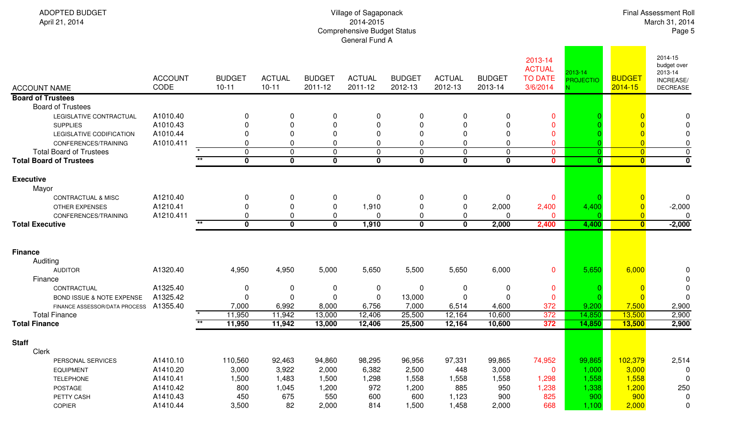ADOPTED BUDGET
April 21, 2014

Village of Sagaponack
2014-2015
Comprehensive Budget Status
General Fund A

Final Assessment Roll
March 31, 2014

| ACCOUNT NAME | ACCOUNT CODE | | BUDGET 10-11 | ACTUAL 10-11 | BUDGET 2011-12 | ACTUAL 2011-12 | BUDGET 2012-13 | ACTUAL 2012-13 | BUDGET 2013-14 | 2013-14 ACTUAL TO DATE 3/6/2014 | 2013-14 PROJECTION | BUDGET 2014-15 | 2014-15 budget over 2013-14 INCREASE/ DECREASE |
|---|---|---|---|---|---|---|---|---|---|---|---|---|---|
| **Board of Trustees** | | | | | | | | | | | | | |
| Board of Trustees | | | | | | | | | | | | | |
| LEGISLATIVE CONTRACTUAL | A1010.40 | | 0 | 0 | 0 | 0 | 0 | 0 | 0 | 0 | 0 | 0 | 0 |
| SUPPLIES | A1010.43 | | 0 | 0 | 0 | 0 | 0 | 0 | 0 | 0 | 0 | 0 | 0 |
| LEGISLATIVE CODIFICATION | A1010.44 | | 0 | 0 | 0 | 0 | 0 | 0 | 0 | 0 | 0 | 0 | 0 |
| CONFERENCES/TRAINING | A1010.411 | | 0 | 0 | 0 | 0 | 0 | 0 | 0 | 0 | 0 | 0 | 0 |
| Total Board of Trustees | | * | 0 | 0 | 0 | 0 | 0 | 0 | 0 | 0 | 0 | 0 | 0 |
| **Total Board of Trustees** | | ** | **0** | **0** | **0** | **0** | **0** | **0** | **0** | **0** | **0** | **0** | **0** |
| **Executive** | | | | | | | | | | | | | |
| Mayor | | | | | | | | | | | | | |
| CONTRACTUAL & MISC | A1210.40 | | 0 | 0 | 0 | 0 | 0 | 0 | 0 | 0 | 0 | 0 | 0 |
| OTHER EXPENSES | A1210.41 | | 0 | 0 | 0 | 1,910 | 0 | 0 | 2,000 | 2,400 | 4,400 | 0 | -2,000 |
| CONFERENCES/TRAINING | A1210.411 | | 0 | 0 | 0 | 0 | 0 | 0 | 0 | 0 | 0 | 0 | 0 |
| **Total Executive** | | ** | **0** | **0** | **0** | **1,910** | **0** | **0** | **2,000** | **2,400** | **4,400** | **0** | **-2,000** |
| **Finance** | | | | | | | | | | | | | |
| Auditing | | | | | | | | | | | | | |
| AUDITOR | A1320.40 | | 4,950 | 4,950 | 5,000 | 5,650 | 5,500 | 5,650 | 6,000 | 0 | 5,650 | 6,000 | 0 |
| Finance | | | | | | | | | | | | | 0 |
| CONTRACTUAL | A1325.40 | | 0 | 0 | 0 | 0 | 0 | 0 | 0 | 0 | 0 | 0 | 0 |
| BOND ISSUE & NOTE EXPENSE | A1325.42 | | 0 | 0 | 0 | 0 | 13,000 | 0 | 0 | 0 | 0 | 0 | 0 |
| FINANCE ASSESSOR/DATA PROCESS | A1355.40 | | 7,000 | 6,992 | 8,000 | 6,756 | 7,000 | 6,514 | 4,600 | 372 | 9,200 | 7,500 | 2,900 |
| Total Finance | | * | 11,950 | 11,942 | 13,000 | 12,406 | 25,500 | 12,164 | 10,600 | 372 | 14,850 | 13,500 | 2,900 |
| **Total Finance** | | ** | **11,950** | **11,942** | **13,000** | **12,406** | **25,500** | **12,164** | **10,600** | **372** | **14,850** | **13,500** | **2,900** |
| **Staff** | | | | | | | | | | | | | |
| Clerk | | | | | | | | | | | | | |
| PERSONAL SERVICES | A1410.10 | | 110,560 | 92,463 | 94,860 | 98,295 | 96,956 | 97,331 | 99,865 | 74,952 | 99,865 | 102,379 | 2,514 |
| EQUIPMENT | A1410.20 | | 3,000 | 3,922 | 2,000 | 6,382 | 2,500 | 448 | 3,000 | 0 | 1,000 | 3,000 | 0 |
| TELEPHONE | A1410.41 | | 1,500 | 1,483 | 1,500 | 1,298 | 1,558 | 1,558 | 1,558 | 1,298 | 1,558 | 1,558 | 0 |
| POSTAGE | A1410.42 | | 800 | 1,045 | 1,200 | 972 | 1,200 | 885 | 950 | 1,238 | 1,338 | 1,200 | 250 |
| PETTY CASH | A1410.43 | | 450 | 675 | 550 | 600 | 600 | 1,123 | 900 | 825 | 900 | 900 | 0 |
| COPIER | A1410.44 | | 3,500 | 82 | 2,000 | 814 | 1,500 | 1,458 | 2,000 | 668 | 1,100 | 2,000 | 0 |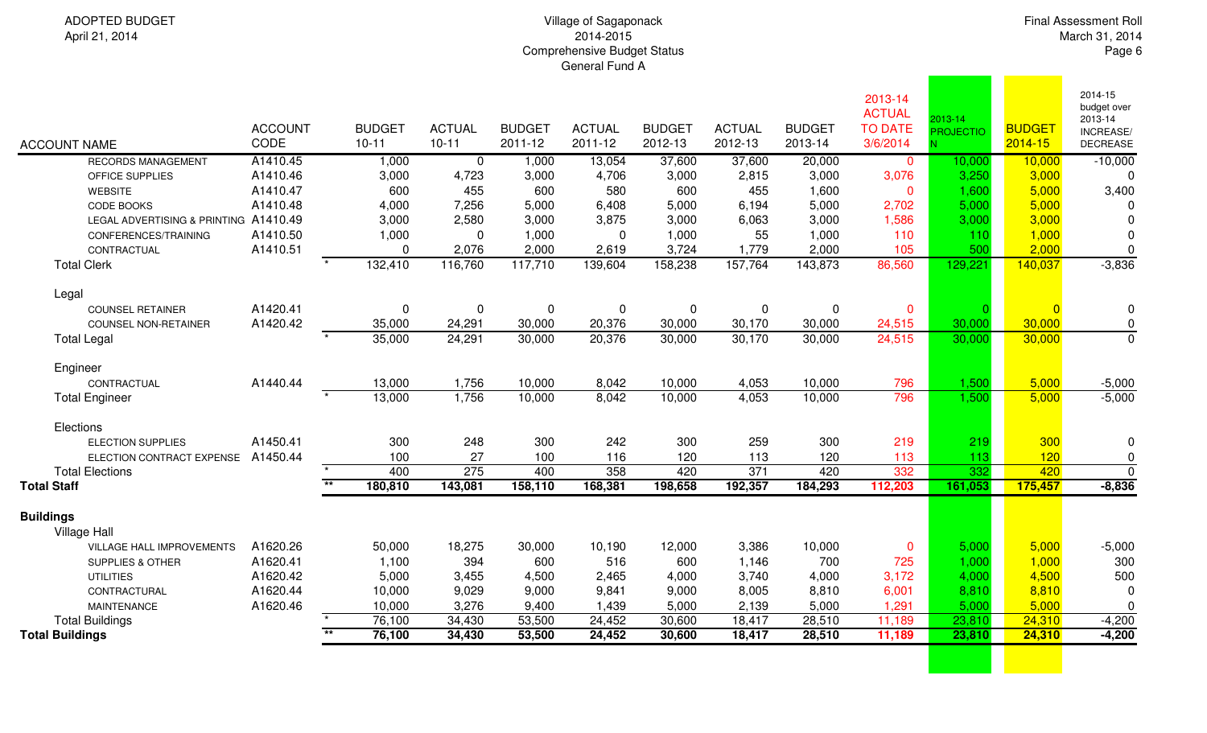ADOPTED BUDGET
April 21, 2014

Village of Sagaponack
2014-2015
Comprehensive Budget Status
General Fund A

Final Assessment Roll
March 31, 2014

| ACCOUNT NAME | ACCOUNT CODE | | BUDGET 10-11 | ACTUAL 10-11 | BUDGET 2011-12 | ACTUAL 2011-12 | BUDGET 2012-13 | ACTUAL 2012-13 | BUDGET 2013-14 | 2013-14 ACTUAL TO DATE 3/6/2014 | 2013-14 PROJECTION | BUDGET 2014-15 | 2014-15 budget over 2013-14 INCREASE/ DECREASE |
|---|---|---|---|---|---|---|---|---|---|---|---|---|---|
| RECORDS MANAGEMENT | A1410.45 | | 1,000 | 0 | 1,000 | 13,054 | 37,600 | 37,600 | 20,000 | 0 | 10,000 | 10,000 | -10,000 |
| OFFICE SUPPLIES | A1410.46 | | 3,000 | 4,723 | 3,000 | 4,706 | 3,000 | 2,815 | 3,000 | 3,076 | 3,250 | 3,000 | 0 |
| WEBSITE | A1410.47 | | 600 | 455 | 600 | 580 | 600 | 455 | 1,600 | 0 | 1,600 | 5,000 | 3,400 |
| CODE BOOKS | A1410.48 | | 4,000 | 7,256 | 5,000 | 6,408 | 5,000 | 6,194 | 5,000 | 2,702 | 5,000 | 5,000 | 0 |
| LEGAL ADVERTISING & PRINTING | A1410.49 | | 3,000 | 2,580 | 3,000 | 3,875 | 3,000 | 6,063 | 3,000 | 1,586 | 3,000 | 3,000 | 0 |
| CONFERENCES/TRAINING | A1410.50 | | 1,000 | 0 | 1,000 | 0 | 1,000 | 55 | 1,000 | 110 | 110 | 1,000 | 0 |
| CONTRACTUAL | A1410.51 | | 0 | 2,076 | 2,000 | 2,619 | 3,724 | 1,779 | 2,000 | 105 | 500 | 2,000 | 0 |
| Total Clerk | | * | 132,410 | 116,760 | 117,710 | 139,604 | 158,238 | 157,764 | 143,873 | 86,560 | 129,221 | 140,037 | -3,836 |
| Legal | | | | | | | | | | | | | |
| COUNSEL RETAINER | A1420.41 | | 0 | 0 | 0 | 0 | 0 | 0 | 0 | 0 | 0 | 0 | 0 |
| COUNSEL NON-RETAINER | A1420.42 | | 35,000 | 24,291 | 30,000 | 20,376 | 30,000 | 30,170 | 30,000 | 24,515 | 30,000 | 30,000 | 0 |
| Total Legal | | * | 35,000 | 24,291 | 30,000 | 20,376 | 30,000 | 30,170 | 30,000 | 24,515 | 30,000 | 30,000 | 0 |
| Engineer | | | | | | | | | | | | | |
| CONTRACTUAL | A1440.44 | | 13,000 | 1,756 | 10,000 | 8,042 | 10,000 | 4,053 | 10,000 | 796 | 1,500 | 5,000 | -5,000 |
| Total Engineer | | * | 13,000 | 1,756 | 10,000 | 8,042 | 10,000 | 4,053 | 10,000 | 796 | 1,500 | 5,000 | -5,000 |
| Elections | | | | | | | | | | | | | |
| ELECTION SUPPLIES | A1450.41 | | 300 | 248 | 300 | 242 | 300 | 259 | 300 | 219 | 219 | 300 | 0 |
| ELECTION CONTRACT EXPENSE | A1450.44 | | 100 | 27 | 100 | 116 | 120 | 113 | 120 | 113 | 113 | 120 | 0 |
| Total Elections | | * | 400 | 275 | 400 | 358 | 420 | 371 | 420 | 332 | 332 | 420 | 0 |
| **Total Staff** | | ** | **180,810** | **143,081** | **158,110** | **168,381** | **198,658** | **192,357** | **184,293** | **112,203** | **161,053** | **175,457** | **-8,836** |
| **Buildings** | | | | | | | | | | | | | |
| Village Hall | | | | | | | | | | | | | |
| VILLAGE HALL IMPROVEMENTS | A1620.26 | | 50,000 | 18,275 | 30,000 | 10,190 | 12,000 | 3,386 | 10,000 | 0 | 5,000 | 5,000 | -5,000 |
| SUPPLIES & OTHER | A1620.41 | | 1,100 | 394 | 600 | 516 | 600 | 1,146 | 700 | 725 | 1,000 | 1,000 | 300 |
| UTILITIES | A1620.42 | | 5,000 | 3,455 | 4,500 | 2,465 | 4,000 | 3,740 | 4,000 | 3,172 | 4,000 | 4,500 | 500 |
| CONTRACTURAL | A1620.44 | | 10,000 | 9,029 | 9,000 | 9,841 | 9,000 | 8,005 | 8,810 | 6,001 | 8,810 | 8,810 | 0 |
| MAINTENANCE | A1620.46 | | 10,000 | 3,276 | 9,400 | 1,439 | 5,000 | 2,139 | 5,000 | 1,291 | 5,000 | 5,000 | 0 |
| Total Buildings | | * | 76,100 | 34,430 | 53,500 | 24,452 | 30,600 | 18,417 | 28,510 | 11,189 | 23,810 | 24,310 | -4,200 |
| **Total Buildings** | | ** | **76,100** | **34,430** | **53,500** | **24,452** | **30,600** | **18,417** | **28,510** | **11,189** | **23,810** | **24,310** | **-4,200** |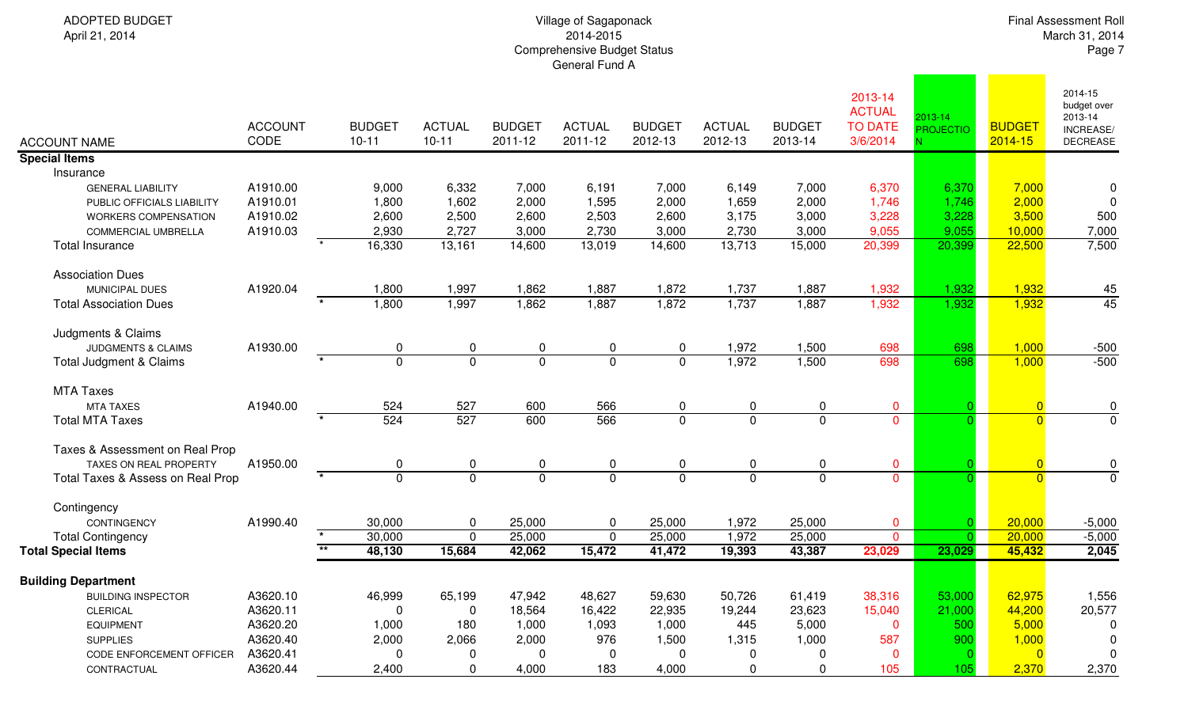ADOPTED BUDGET
April 21, 2014

Village of Sagaponack
2014-2015
Comprehensive Budget Status
General Fund A

Final Assessment Roll
March 31, 2014

| ACCOUNT NAME | ACCOUNT CODE | | BUDGET 10-11 | ACTUAL 10-11 | BUDGET 2011-12 | ACTUAL 2011-12 | BUDGET 2012-13 | ACTUAL 2012-13 | BUDGET 2013-14 | 2013-14 ACTUAL TO DATE 3/6/2014 | 2013-14 PROJECTION | BUDGET 2014-15 | 2014-15 budget over 2013-14 INCREASE/ DECREASE |
|---|---|---|---|---|---|---|---|---|---|---|---|---|---|
| **Special Items** | | | | | | | | | | | | | |
| Insurance | | | | | | | | | | | | | |
| GENERAL LIABILITY | A1910.00 | | 9,000 | 6,332 | 7,000 | 6,191 | 7,000 | 6,149 | 7,000 | 6,370 | 6,370 | 7,000 | 0 |
| PUBLIC OFFICIALS LIABILITY | A1910.01 | | 1,800 | 1,602 | 2,000 | 1,595 | 2,000 | 1,659 | 2,000 | 1,746 | 1,746 | 2,000 | 0 |
| WORKERS COMPENSATION | A1910.02 | | 2,600 | 2,500 | 2,600 | 2,503 | 2,600 | 3,175 | 3,000 | 3,228 | 3,228 | 3,500 | 500 |
| COMMERCIAL UMBRELLA | A1910.03 | | 2,930 | 2,727 | 3,000 | 2,730 | 3,000 | 2,730 | 3,000 | 9,055 | 9,055 | 10,000 | 7,000 |
| Total Insurance | | * | 16,330 | 13,161 | 14,600 | 13,019 | 14,600 | 13,713 | 15,000 | 20,399 | 20,399 | 22,500 | 7,500 |
| Association Dues | | | | | | | | | | | | | |
| MUNICIPAL DUES | A1920.04 | | 1,800 | 1,997 | 1,862 | 1,887 | 1,872 | 1,737 | 1,887 | 1,932 | 1,932 | 1,932 | 45 |
| Total Association Dues | | * | 1,800 | 1,997 | 1,862 | 1,887 | 1,872 | 1,737 | 1,887 | 1,932 | 1,932 | 1,932 | 45 |
| Judgments & Claims | | | | | | | | | | | | | |
| JUDGMENTS & CLAIMS | A1930.00 | | 0 | 0 | 0 | 0 | 0 | 1,972 | 1,500 | 698 | 698 | 1,000 | -500 |
| Total Judgment & Claims | | * | 0 | 0 | 0 | 0 | 0 | 1,972 | 1,500 | 698 | 698 | 1,000 | -500 |
| MTA Taxes | | | | | | | | | | | | | |
| MTA TAXES | A1940.00 | | 524 | 527 | 600 | 566 | 0 | 0 | 0 | 0 | 0 | 0 | 0 |
| Total MTA Taxes | | * | 524 | 527 | 600 | 566 | 0 | 0 | 0 | 0 | 0 | 0 | 0 |
| Taxes & Assessment on Real Prop | | | | | | | | | | | | | |
| TAXES ON REAL PROPERTY | A1950.00 | | 0 | 0 | 0 | 0 | 0 | 0 | 0 | 0 | 0 | 0 | 0 |
| Total Taxes & Assess on Real Prop | | * | 0 | 0 | 0 | 0 | 0 | 0 | 0 | 0 | 0 | 0 | 0 |
| Contingency | | | | | | | | | | | | | |
| CONTINGENCY | A1990.40 | | 30,000 | 0 | 25,000 | 0 | 25,000 | 1,972 | 25,000 | 0 | 0 | 20,000 | -5,000 |
| Total Contingency | | * | 30,000 | 0 | 25,000 | 0 | 25,000 | 1,972 | 25,000 | 0 | 0 | 20,000 | -5,000 |
| **Total Special Items** | | ** | **48,130** | **15,684** | **42,062** | **15,472** | **41,472** | **19,393** | **43,387** | **23,029** | **23,029** | **45,432** | **2,045** |
| **Building Department** | | | | | | | | | | | | | |
| BUILDING INSPECTOR | A3620.10 | | 46,999 | 65,199 | 47,942 | 48,627 | 59,630 | 50,726 | 61,419 | 38,316 | 53,000 | 62,975 | 1,556 |
| CLERICAL | A3620.11 | | 0 | 0 | 18,564 | 16,422 | 22,935 | 19,244 | 23,623 | 15,040 | 21,000 | 44,200 | 20,577 |
| EQUIPMENT | A3620.20 | | 1,000 | 180 | 1,000 | 1,093 | 1,000 | 445 | 5,000 | 0 | 500 | 5,000 | 0 |
| SUPPLIES | A3620.40 | | 2,000 | 2,066 | 2,000 | 976 | 1,500 | 1,315 | 1,000 | 587 | 900 | 1,000 | 0 |
| CODE ENFORCEMENT OFFICER | A3620.41 | | 0 | 0 | 0 | 0 | 0 | 0 | 0 | 0 | 0 | 0 | 0 |
| CONTRACTUAL | A3620.44 | | 2,400 | 0 | 4,000 | 183 | 4,000 | 0 | 0 | 105 | 105 | 2,370 | 2,370 |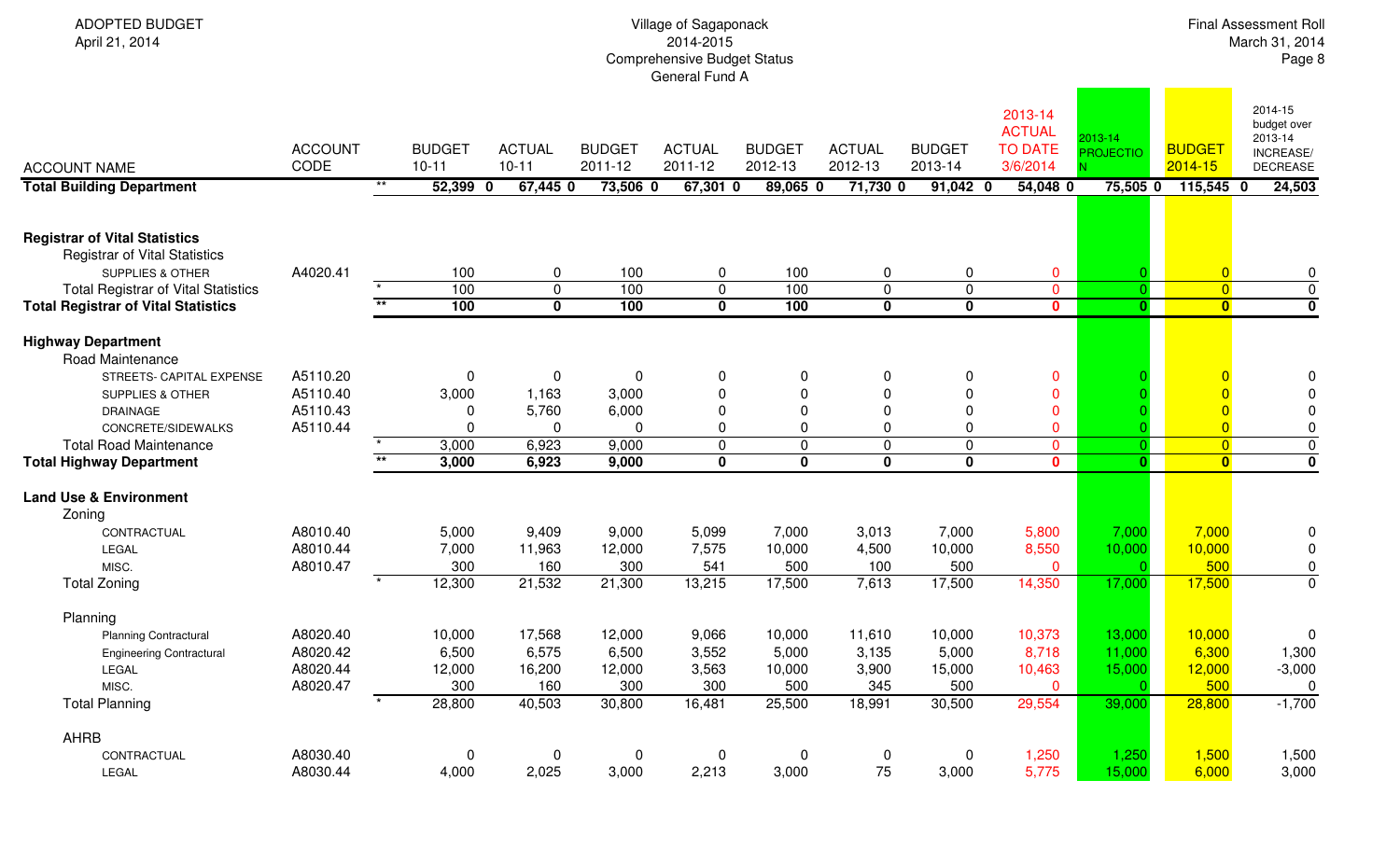ADOPTED BUDGET
April 21, 2014

Village of Sagaponack
2014-2015
Comprehensive Budget Status
General Fund A

Final Assessment Roll
March 31, 2014

| ACCOUNT NAME | ACCOUNT CODE | | BUDGET 10-11 | ACTUAL 10-11 | BUDGET 2011-12 | ACTUAL 2011-12 | BUDGET 2012-13 | ACTUAL 2012-13 | BUDGET 2013-14 | 2013-14 ACTUAL TO DATE 3/6/2014 | 2013-14 PROJECTION | BUDGET 2014-15 | 2014-15 budget over 2013-14 INCREASE/ DECREASE |
|---|---|---|---|---|---|---|---|---|---|---|---|---|---|
| **Total Building Department** | | ** | **52,399 0** | **67,445 0** | **73,506 0** | **67,301 0** | **89,065 0** | **71,730 0** | **91,042 0** | **54,048 0** | **75,505 0** | **115,545 0** | **24,503** |
| **Registrar of Vital Statistics** | | | | | | | | | | | | | |
| Registrar of Vital Statistics | | | | | | | | | | | | | |
| SUPPLIES & OTHER | A4020.41 | | 100 | 0 | 100 | 0 | 100 | 0 | 0 | 0 | 0 | 0 | 0 |
| Total Registrar of Vital Statistics | | * | 100 | 0 | 100 | 0 | 100 | 0 | 0 | 0 | 0 | 0 | 0 |
| **Total Registrar of Vital Statistics** | | ** | **100** | **0** | **100** | **0** | **100** | **0** | **0** | **0** | **0** | **0** | **0** |
| **Highway Department** | | | | | | | | | | | | | |
| Road Maintenance | | | | | | | | | | | | | |
| STREETS- CAPITAL EXPENSE | A5110.20 | | 0 | 0 | 0 | 0 | 0 | 0 | 0 | 0 | 0 | 0 | 0 |
| SUPPLIES & OTHER | A5110.40 | | 3,000 | 1,163 | 3,000 | 0 | 0 | 0 | 0 | 0 | 0 | 0 | 0 |
| DRAINAGE | A5110.43 | | 0 | 5,760 | 6,000 | 0 | 0 | 0 | 0 | 0 | 0 | 0 | 0 |
| CONCRETE/SIDEWALKS | A5110.44 | | 0 | 0 | 0 | 0 | 0 | 0 | 0 | 0 | 0 | 0 | 0 |
| Total Road Maintenance | | * | 3,000 | 6,923 | 9,000 | 0 | 0 | 0 | 0 | 0 | 0 | 0 | 0 |
| **Total Highway Department** | | ** | **3,000** | **6,923** | **9,000** | **0** | **0** | **0** | **0** | **0** | **0** | **0** | **0** |
| **Land Use & Environment** | | | | | | | | | | | | | |
| Zoning | | | | | | | | | | | | | |
| CONTRACTUAL | A8010.40 | | 5,000 | 9,409 | 9,000 | 5,099 | 7,000 | 3,013 | 7,000 | 5,800 | 7,000 | 7,000 | 0 |
| LEGAL | A8010.44 | | 7,000 | 11,963 | 12,000 | 7,575 | 10,000 | 4,500 | 10,000 | 8,550 | 10,000 | 10,000 | 0 |
| MISC. | A8010.47 | | 300 | 160 | 300 | 541 | 500 | 100 | 500 | 0 | 0 | 500 | 0 |
| Total Zoning | | * | 12,300 | 21,532 | 21,300 | 13,215 | 17,500 | 7,613 | 17,500 | 14,350 | 17,000 | 17,500 | 0 |
| Planning | | | | | | | | | | | | | |
| Planning Contractural | A8020.40 | | 10,000 | 17,568 | 12,000 | 9,066 | 10,000 | 11,610 | 10,000 | 10,373 | 13,000 | 10,000 | 0 |
| Engineering Contractural | A8020.42 | | 6,500 | 6,575 | 6,500 | 3,552 | 5,000 | 3,135 | 5,000 | 8,718 | 11,000 | 6,300 | 1,300 |
| LEGAL | A8020.44 | | 12,000 | 16,200 | 12,000 | 3,563 | 10,000 | 3,900 | 15,000 | 10,463 | 15,000 | 12,000 | -3,000 |
| MISC. | A8020.47 | | 300 | 160 | 300 | 300 | 500 | 345 | 500 | 0 | 0 | 500 | 0 |
| Total Planning | | * | 28,800 | 40,503 | 30,800 | 16,481 | 25,500 | 18,991 | 30,500 | 29,554 | 39,000 | 28,800 | -1,700 |
| AHRB | | | | | | | | | | | | | |
| CONTRACTUAL | A8030.40 | | 0 | 0 | 0 | 0 | 0 | 0 | 0 | 1,250 | 1,250 | 1,500 | 1,500 |
| LEGAL | A8030.44 | | 4,000 | 2,025 | 3,000 | 2,213 | 3,000 | 75 | 3,000 | 5,775 | 15,000 | 6,000 | 3,000 |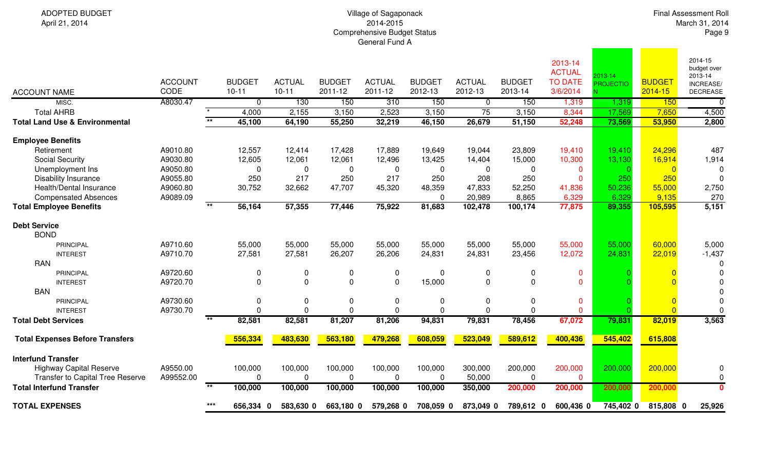ADOPTED BUDGET
April 21, 2014

Village of Sagaponack
2014-2015
Comprehensive Budget Status
General Fund A

Final Assessment Roll
March 31, 2014

| ACCOUNT NAME | ACCOUNT CODE | | BUDGET 10-11 | ACTUAL 10-11 | BUDGET 2011-12 | ACTUAL 2011-12 | BUDGET 2012-13 | ACTUAL 2012-13 | BUDGET 2013-14 | 2013-14 ACTUAL TO DATE 3/6/2014 | 2013-14 PROJECTION | BUDGET 2014-15 | 2014-15 budget over 2013-14 INCREASE/ DECREASE |
|---|---|---|---|---|---|---|---|---|---|---|---|---|---|
| MISC. | A8030.47 | | 0 | 130 | 150 | 310 | 150 | 0 | 150 | 1,319 | 1,319 | 150 | 0 |
| Total AHRB | | * | 4,000 | 2,155 | 3,150 | 2,523 | 3,150 | 75 | 3,150 | 8,344 | 17,569 | 7,650 | 4,500 |
| **Total Land Use & Environmental** | | ** | **45,100** | **64,190** | **55,250** | **32,219** | **46,150** | **26,679** | **51,150** | **52,248** | **73,569** | **53,950** | **2,800** |
| **Employee Benefits** | | | | | | | | | | | | | |
| Retirement | A9010.80 | | 12,557 | 12,414 | 17,428 | 17,889 | 19,649 | 19,044 | 23,809 | 19,410 | 19,410 | 24,296 | 487 |
| Social Security | A9030.80 | | 12,605 | 12,061 | 12,061 | 12,496 | 13,425 | 14,404 | 15,000 | 10,300 | 13,130 | 16,914 | 1,914 |
| Unemployment Ins | A9050.80 | | 0 | 0 | 0 | 0 | 0 | 0 | 0 | 0 | 0 | 0 | 0 |
| Disability Insurance | A9055.80 | | 250 | 217 | 250 | 217 | 250 | 208 | 250 | 0 | 250 | 250 | 0 |
| Health/Dental Insurance | A9060.80 | | 30,752 | 32,662 | 47,707 | 45,320 | 48,359 | 47,833 | 52,250 | 41,836 | 50,236 | 55,000 | 2,750 |
| Compensated Absences | A9089.09 | | | | | | 0 | 20,989 | 8,865 | 6,329 | 6,329 | 9,135 | 270 |
| **Total Employee Benefits** | | ** | **56,164** | **57,355** | **77,446** | **75,922** | **81,683** | **102,478** | **100,174** | **77,875** | **89,355** | **105,595** | **5,151** |
| **Debt Service** | | | | | | | | | | | | | |
| BOND | | | | | | | | | | | | | |
| PRINCIPAL | A9710.60 | | 55,000 | 55,000 | 55,000 | 55,000 | 55,000 | 55,000 | 55,000 | 55,000 | 55,000 | 60,000 | 5,000 |
| INTEREST | A9710.70 | | 27,581 | 27,581 | 26,207 | 26,206 | 24,831 | 24,831 | 23,456 | 12,072 | 24,831 | 22,019 | -1,437 |
| RAN | | | | | | | | | | | | | 0 |
| PRINCIPAL | A9720.60 | | 0 | 0 | 0 | 0 | 0 | 0 | 0 | 0 | 0 | 0 | 0 |
| INTEREST | A9720.70 | | 0 | 0 | 0 | 0 | 15,000 | 0 | 0 | 0 | 0 | 0 | 0 |
| BAN | | | | | | | | | | | | | 0 |
| PRINCIPAL | A9730.60 | | 0 | 0 | 0 | 0 | 0 | 0 | 0 | 0 | 0 | 0 | 0 |
| INTEREST | A9730.70 | | 0 | 0 | 0 | 0 | 0 | 0 | 0 | 0 | 0 | 0 | 0 |
| **Total Debt Services** | | ** | **82,581** | **82,581** | **81,207** | **81,206** | **94,831** | **79,831** | **78,456** | **67,072** | **79,831** | **82,019** | **3,563** |
| **Total Expenses Before Transfers** | | | **556,334** | **483,630** | **563,180** | **479,268** | **608,059** | **523,049** | **589,612** | **400,436** | **545,402** | **615,808** | |
| **Interfund Transfer** | | | | | | | | | | | | | |
| Highway Capital Reserve | A9550.00 | | 100,000 | 100,000 | 100,000 | 100,000 | 100,000 | 300,000 | 200,000 | 200,000 | 200,000 | 200,000 | 0 |
| Transfer to Capital Tree Reserve | A99552.00 | | 0 | 0 | 0 | 0 | 0 | 50,000 | 0 | 0 | | | 0 |
| **Total Interfund Transfer** | | ** | **100,000** | **100,000** | **100,000** | **100,000** | **100,000** | **350,000** | **200,000** | **200,000** | **200,000** | **200,000** | **0** |
| **TOTAL EXPENSES** | | *** | **656,334 0** | **583,630 0** | **663,180 0** | **579,268 0** | **708,059 0** | **873,049 0** | **789,612 0** | **600,436 0** | **745,402 0** | **815,808 0** | **25,926** |